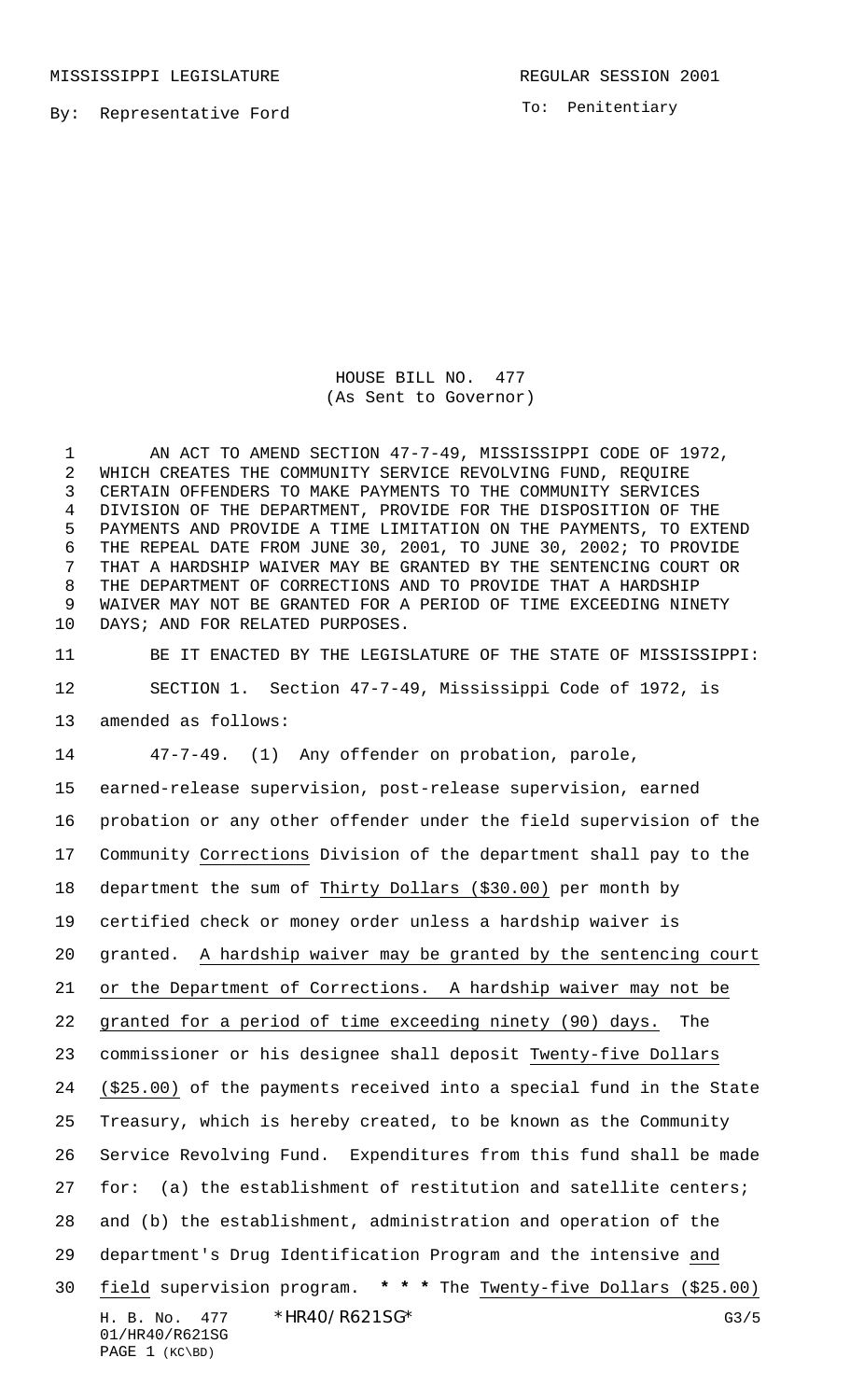MISSISSIPPI LEGISLATURE REGULAR SESSION 2001

By: Representative Ford

To: Penitentiary

HOUSE BILL NO. 477
(As Sent to Governor)

AN ACT TO AMEND SECTION 47-7-49, MISSISSIPPI CODE OF 1972, WHICH CREATES THE COMMUNITY SERVICE REVOLVING FUND, REQUIRE CERTAIN OFFENDERS TO MAKE PAYMENTS TO THE COMMUNITY SERVICES DIVISION OF THE DEPARTMENT, PROVIDE FOR THE DISPOSITION OF THE PAYMENTS AND PROVIDE A TIME LIMITATION ON THE PAYMENTS, TO EXTEND THE REPEAL DATE FROM JUNE 30, 2001, TO JUNE 30, 2002; TO PROVIDE THAT A HARDSHIP WAIVER MAY BE GRANTED BY THE SENTENCING COURT OR THE DEPARTMENT OF CORRECTIONS AND TO PROVIDE THAT A HARDSHIP WAIVER MAY NOT BE GRANTED FOR A PERIOD OF TIME EXCEEDING NINETY DAYS; AND FOR RELATED PURPOSES.

BE IT ENACTED BY THE LEGISLATURE OF THE STATE OF MISSISSIPPI:

SECTION 1. Section 47-7-49, Mississippi Code of 1972, is amended as follows:

47-7-49. (1) Any offender on probation, parole, earned-release supervision, post-release supervision, earned probation or any other offender under the field supervision of the Community Corrections Division of the department shall pay to the department the sum of Thirty Dollars ($30.00) per month by certified check or money order unless a hardship waiver is granted. A hardship waiver may be granted by the sentencing court or the Department of Corrections. A hardship waiver may not be granted for a period of time exceeding ninety (90) days. The commissioner or his designee shall deposit Twenty-five Dollars ($25.00) of the payments received into a special fund in the State Treasury, which is hereby created, to be known as the Community Service Revolving Fund. Expenditures from this fund shall be made for: (a) the establishment of restitution and satellite centers; and (b) the establishment, administration and operation of the department's Drug Identification Program and the intensive and field supervision program. * * * The Twenty-five Dollars ($25.00)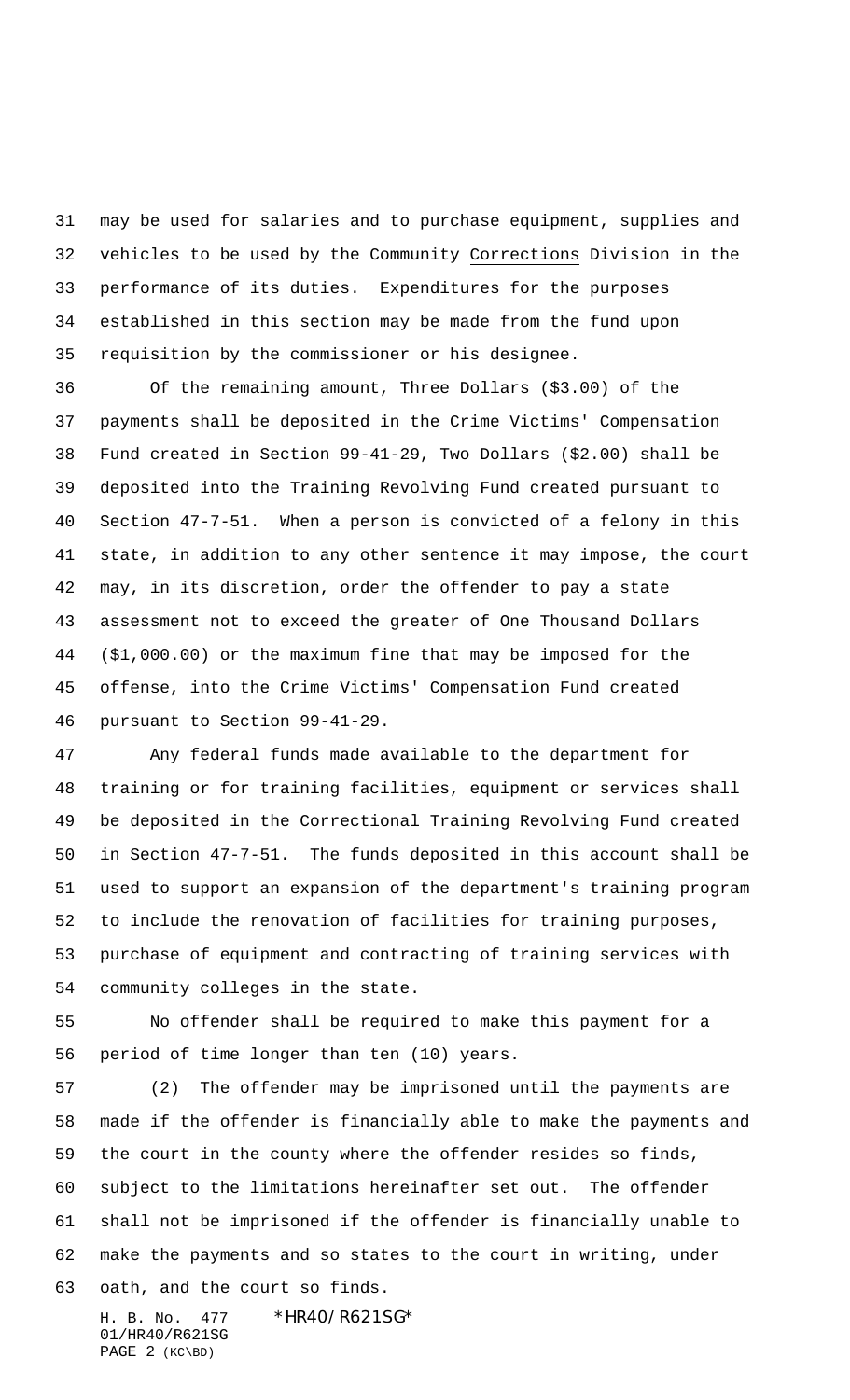may be used for salaries and to purchase equipment, supplies and vehicles to be used by the Community Corrections Division in the performance of its duties. Expenditures for the purposes established in this section may be made from the fund upon requisition by the commissioner or his designee.

Of the remaining amount, Three Dollars ($3.00) of the payments shall be deposited in the Crime Victims' Compensation Fund created in Section 99-41-29, Two Dollars ($2.00) shall be deposited into the Training Revolving Fund created pursuant to Section 47-7-51. When a person is convicted of a felony in this state, in addition to any other sentence it may impose, the court may, in its discretion, order the offender to pay a state assessment not to exceed the greater of One Thousand Dollars ($1,000.00) or the maximum fine that may be imposed for the offense, into the Crime Victims' Compensation Fund created pursuant to Section 99-41-29.

Any federal funds made available to the department for training or for training facilities, equipment or services shall be deposited in the Correctional Training Revolving Fund created in Section 47-7-51. The funds deposited in this account shall be used to support an expansion of the department's training program to include the renovation of facilities for training purposes, purchase of equipment and contracting of training services with community colleges in the state.

No offender shall be required to make this payment for a period of time longer than ten (10) years.

(2) The offender may be imprisoned until the payments are made if the offender is financially able to make the payments and the court in the county where the offender resides so finds, subject to the limitations hereinafter set out. The offender shall not be imprisoned if the offender is financially unable to make the payments and so states to the court in writing, under oath, and the court so finds.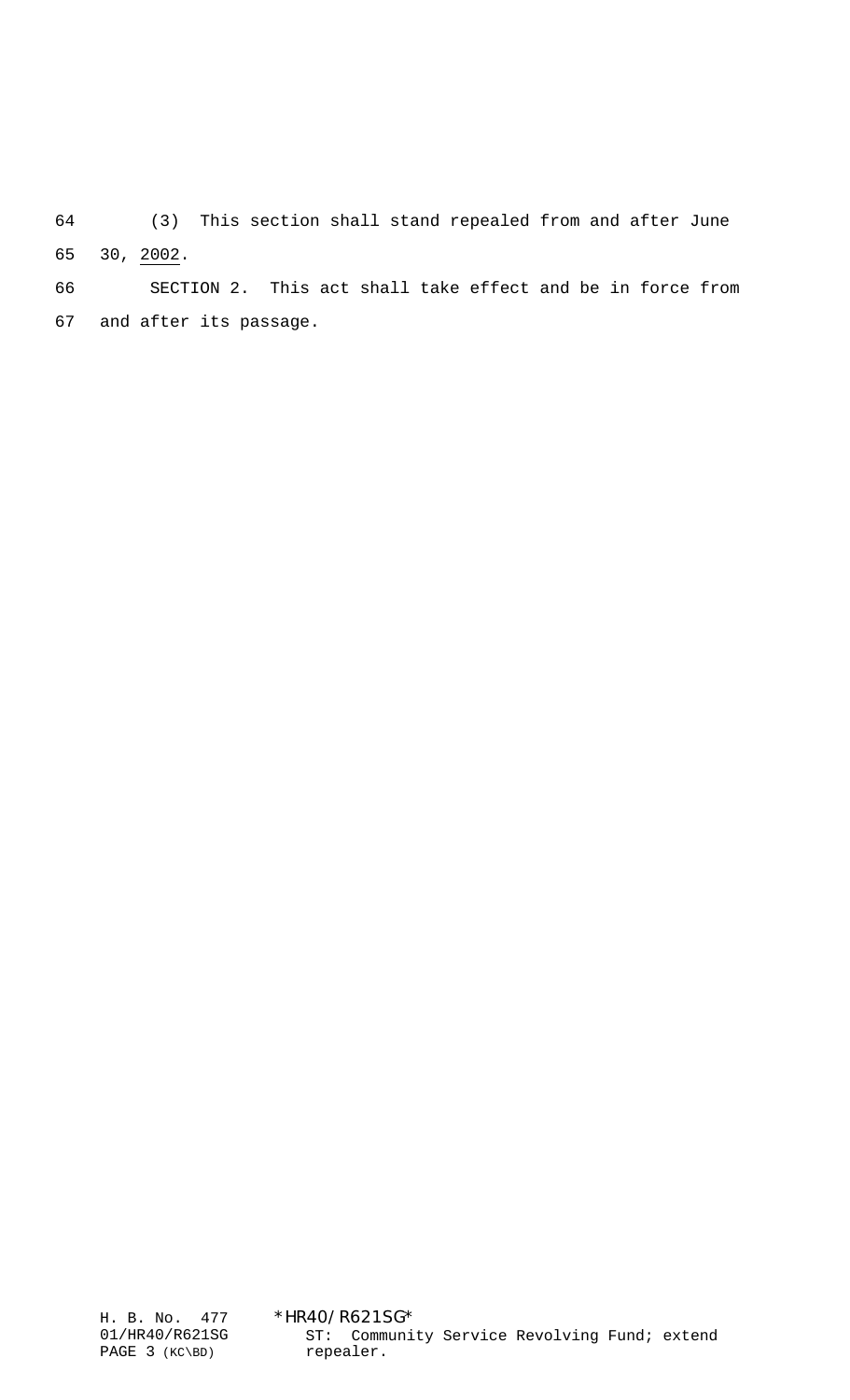(3) This section shall stand repealed from and after June 30, 2002.

SECTION 2. This act shall take effect and be in force from and after its passage.